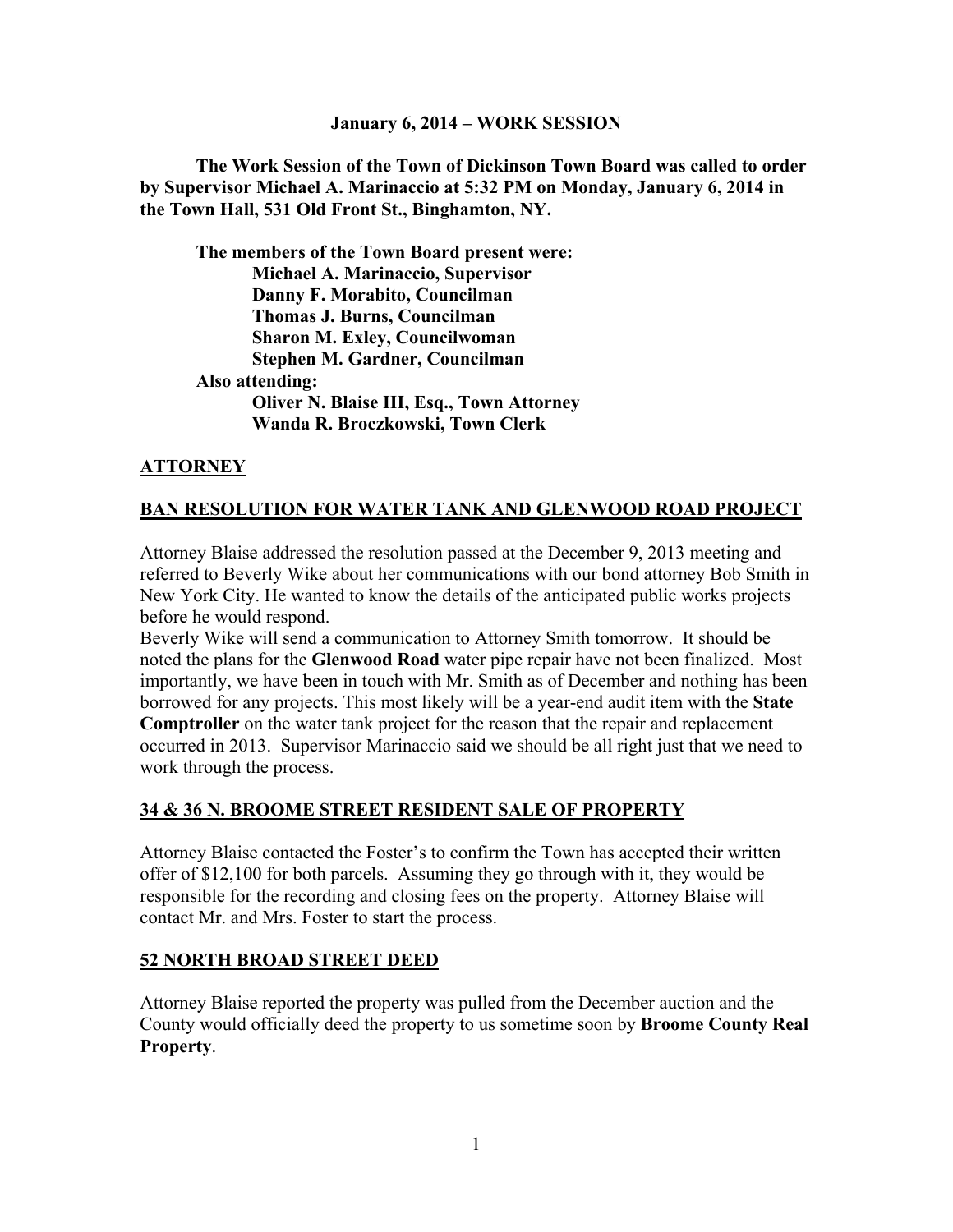**January 6, 2014 – WORK SESSION**

**The Work Session of the Town of Dickinson Town Board was called to order by Supervisor Michael A. Marinaccio at 5:32 PM on Monday, January 6, 2014 in the Town Hall, 531 Old Front St., Binghamton, NY.**

**The members of the Town Board present were:**
**Michael A. Marinaccio, Supervisor**
**Danny F. Morabito, Councilman**
**Thomas J. Burns, Councilman**
**Sharon M. Exley, Councilwoman**
**Stephen M. Gardner, Councilman**
**Also attending:**
**Oliver N. Blaise III, Esq., Town Attorney**
**Wanda R. Broczkowski, Town Clerk**

## ATTORNEY

## BAN RESOLUTION FOR WATER TANK AND GLENWOOD ROAD PROJECT

Attorney Blaise addressed the resolution passed at the December 9, 2013 meeting and referred to Beverly Wike about her communications with our bond attorney Bob Smith in New York City. He wanted to know the details of the anticipated public works projects before he would respond.
Beverly Wike will send a communication to Attorney Smith tomorrow. It should be noted the plans for the **Glenwood Road** water pipe repair have not been finalized. Most importantly, we have been in touch with Mr. Smith as of December and nothing has been borrowed for any projects. This most likely will be a year-end audit item with the **State Comptroller** on the water tank project for the reason that the repair and replacement occurred in 2013. Supervisor Marinaccio said we should be all right just that we need to work through the process.

## 34 & 36 N. BROOME STREET RESIDENT SALE OF PROPERTY

Attorney Blaise contacted the Foster's to confirm the Town has accepted their written offer of $12,100 for both parcels. Assuming they go through with it, they would be responsible for the recording and closing fees on the property. Attorney Blaise will contact Mr. and Mrs. Foster to start the process.

## 52 NORTH BROAD STREET DEED

Attorney Blaise reported the property was pulled from the December auction and the County would officially deed the property to us sometime soon by **Broome County Real Property**.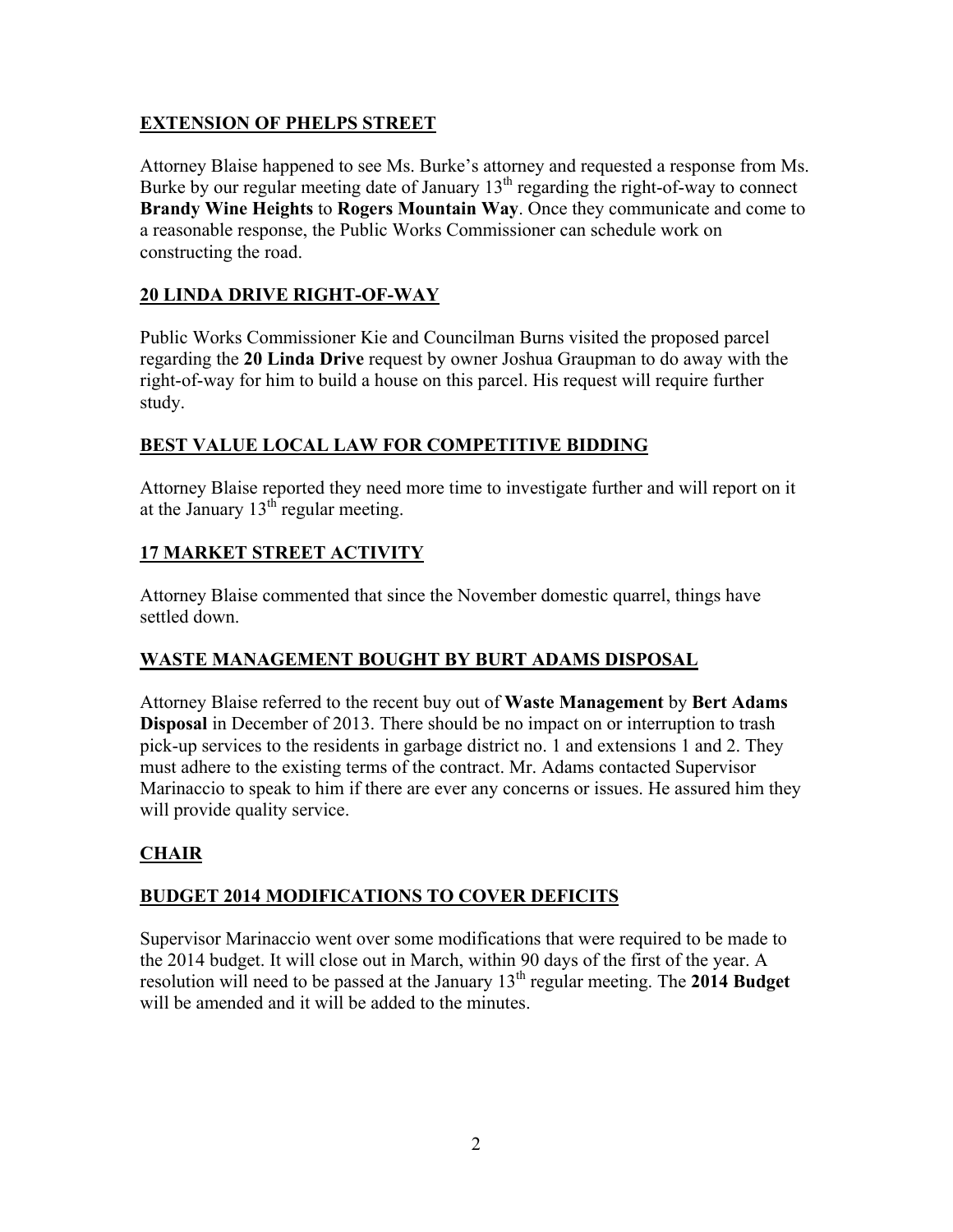## EXTENSION OF PHELPS STREET

Attorney Blaise happened to see Ms. Burke's attorney and requested a response from Ms. Burke by our regular meeting date of January 13th regarding the right-of-way to connect **Brandy Wine Heights** to **Rogers Mountain Way**. Once they communicate and come to a reasonable response, the Public Works Commissioner can schedule work on constructing the road.

## 20 LINDA DRIVE RIGHT-OF-WAY

Public Works Commissioner Kie and Councilman Burns visited the proposed parcel regarding the **20 Linda Drive** request by owner Joshua Graupman to do away with the right-of-way for him to build a house on this parcel. His request will require further study.

## BEST VALUE LOCAL LAW FOR COMPETITIVE BIDDING

Attorney Blaise reported they need more time to investigate further and will report on it at the January 13th regular meeting.

## 17 MARKET STREET ACTIVITY

Attorney Blaise commented that since the November domestic quarrel, things have settled down.

## WASTE MANAGEMENT BOUGHT BY BURT ADAMS DISPOSAL

Attorney Blaise referred to the recent buy out of **Waste Management** by **Bert Adams Disposal** in December of 2013. There should be no impact on or interruption to trash pick-up services to the residents in garbage district no. 1 and extensions 1 and 2. They must adhere to the existing terms of the contract. Mr. Adams contacted Supervisor Marinaccio to speak to him if there are ever any concerns or issues. He assured him they will provide quality service.

## CHAIR

## BUDGET 2014 MODIFICATIONS TO COVER DEFICITS

Supervisor Marinaccio went over some modifications that were required to be made to the 2014 budget. It will close out in March, within 90 days of the first of the year. A resolution will need to be passed at the January 13th regular meeting. The **2014 Budget** will be amended and it will be added to the minutes.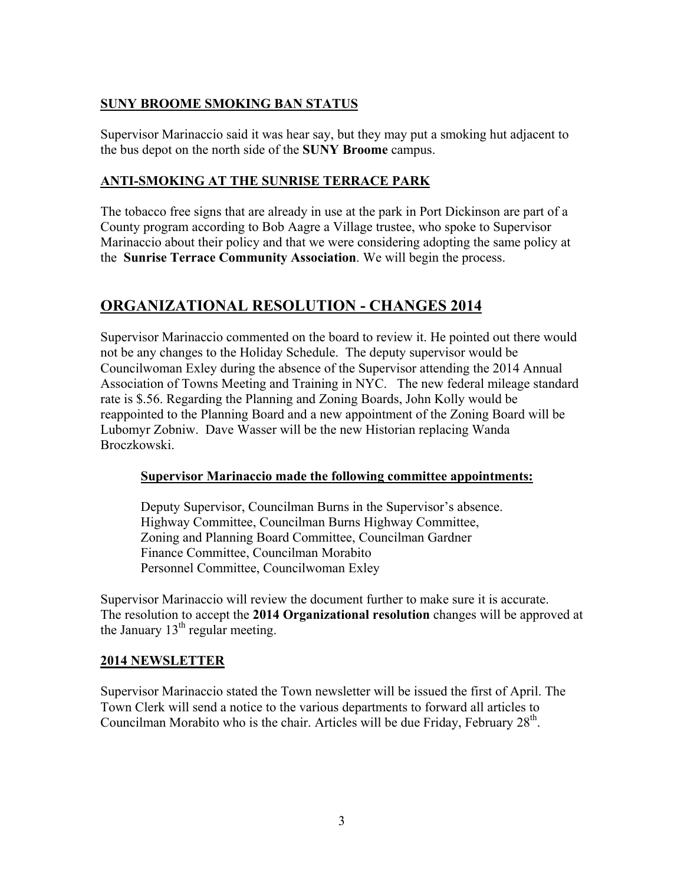### SUNY BROOME SMOKING BAN STATUS

Supervisor Marinaccio said it was hear say, but they may put a smoking hut adjacent to the bus depot on the north side of the **SUNY Broome** campus.

### ANTI-SMOKING AT THE SUNRISE TERRACE PARK

The tobacco free signs that are already in use at the park in Port Dickinson are part of a County program according to Bob Aagre a Village trustee, who spoke to Supervisor Marinaccio about their policy and that we were considering adopting the same policy at the **Sunrise Terrace Community Association**. We will begin the process.

## ORGANIZATIONAL RESOLUTION - CHANGES 2014

Supervisor Marinaccio commented on the board to review it. He pointed out there would not be any changes to the Holiday Schedule. The deputy supervisor would be Councilwoman Exley during the absence of the Supervisor attending the 2014 Annual Association of Towns Meeting and Training in NYC. The new federal mileage standard rate is \$.56. Regarding the Planning and Zoning Boards, John Kolly would be reappointed to the Planning Board and a new appointment of the Zoning Board will be Lubomyr Zobniw. Dave Wasser will be the new Historian replacing Wanda Broczkowski.

**Supervisor Marinaccio made the following committee appointments:**

Deputy Supervisor, Councilman Burns in the Supervisor's absence.
Highway Committee, Councilman Burns Highway Committee,
Zoning and Planning Board Committee, Councilman Gardner
Finance Committee, Councilman Morabito
Personnel Committee, Councilwoman Exley

Supervisor Marinaccio will review the document further to make sure it is accurate. The resolution to accept the **2014 Organizational resolution** changes will be approved at the January 13th regular meeting.

### 2014 NEWSLETTER

Supervisor Marinaccio stated the Town newsletter will be issued the first of April. The Town Clerk will send a notice to the various departments to forward all articles to Councilman Morabito who is the chair. Articles will be due Friday, February 28th.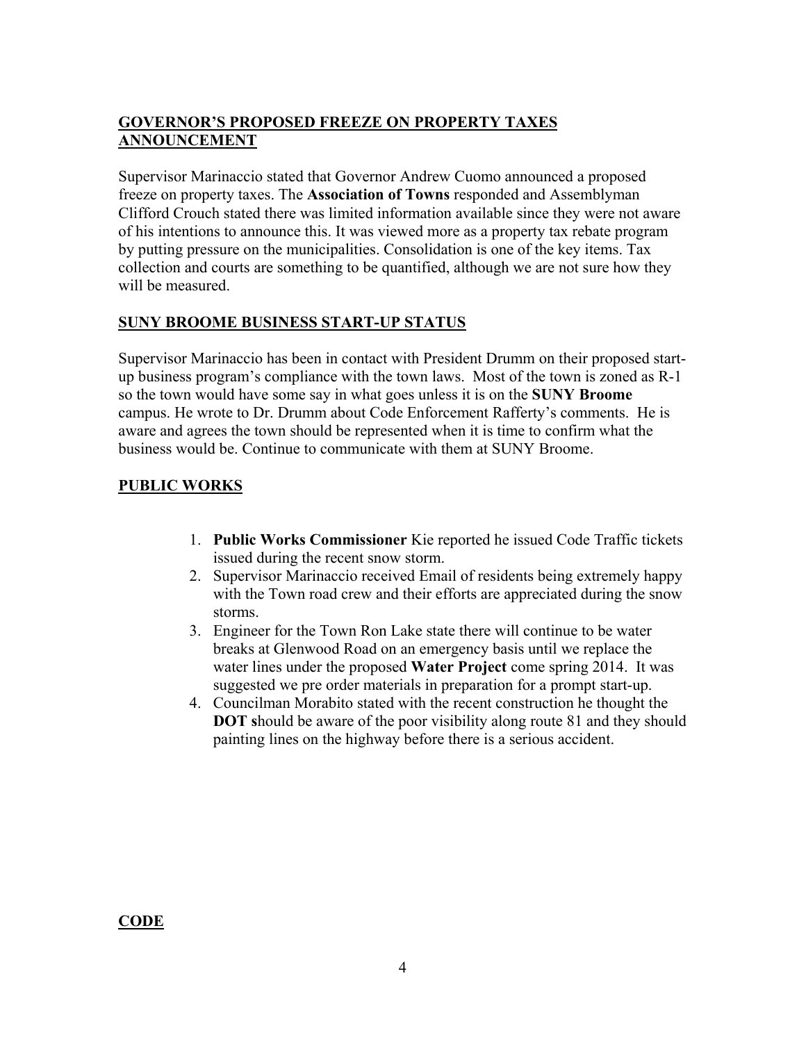## GOVERNOR'S PROPOSED FREEZE ON PROPERTY TAXES ANNOUNCEMENT

Supervisor Marinaccio stated that Governor Andrew Cuomo announced a proposed freeze on property taxes. The **Association of Towns** responded and Assemblyman Clifford Crouch stated there was limited information available since they were not aware of his intentions to announce this. It was viewed more as a property tax rebate program by putting pressure on the municipalities. Consolidation is one of the key items. Tax collection and courts are something to be quantified, although we are not sure how they will be measured.

## SUNY BROOME BUSINESS START-UP STATUS

Supervisor Marinaccio has been in contact with President Drumm on their proposed start-up business program's compliance with the town laws. Most of the town is zoned as R-1 so the town would have some say in what goes unless it is on the **SUNY Broome** campus. He wrote to Dr. Drumm about Code Enforcement Rafferty's comments. He is aware and agrees the town should be represented when it is time to confirm what the business would be. Continue to communicate with them at SUNY Broome.

## PUBLIC WORKS

1. **Public Works Commissioner** Kie reported he issued Code Traffic tickets issued during the recent snow storm.
2. Supervisor Marinaccio received Email of residents being extremely happy with the Town road crew and their efforts are appreciated during the snow storms.
3. Engineer for the Town Ron Lake state there will continue to be water breaks at Glenwood Road on an emergency basis until we replace the water lines under the proposed **Water Project** come spring 2014. It was suggested we pre order materials in preparation for a prompt start-up.
4. Councilman Morabito stated with the recent construction he thought the **DOT s**hould be aware of the poor visibility along route 81 and they should painting lines on the highway before there is a serious accident.

## CODE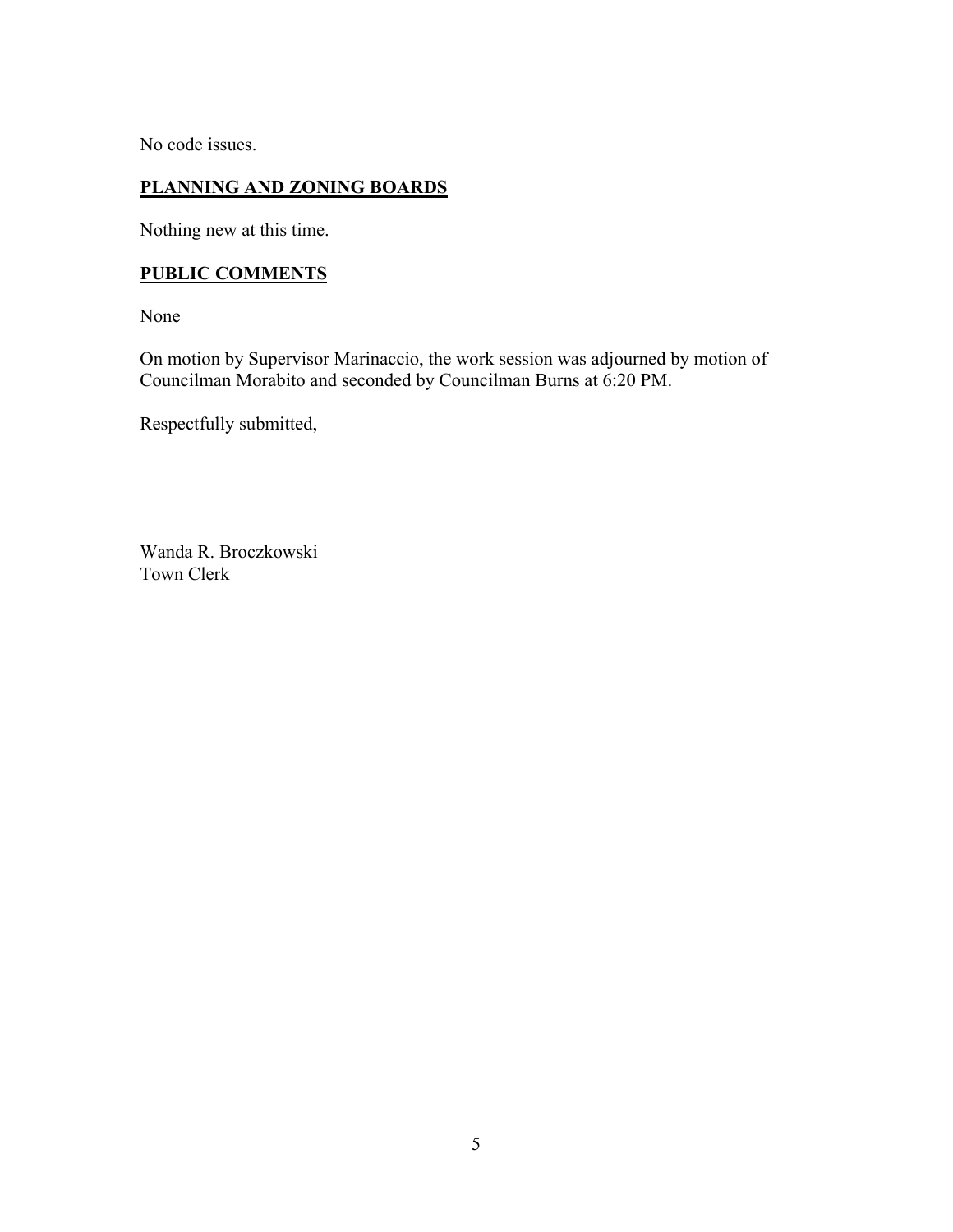No code issues.

## **PLANNING AND ZONING BOARDS**

Nothing new at this time.

## **PUBLIC COMMENTS**

None

On motion by Supervisor Marinaccio, the work session was adjourned by motion of Councilman Morabito and seconded by Councilman Burns at 6:20 PM.

Respectfully submitted,

Wanda R. Broczkowski
Town Clerk